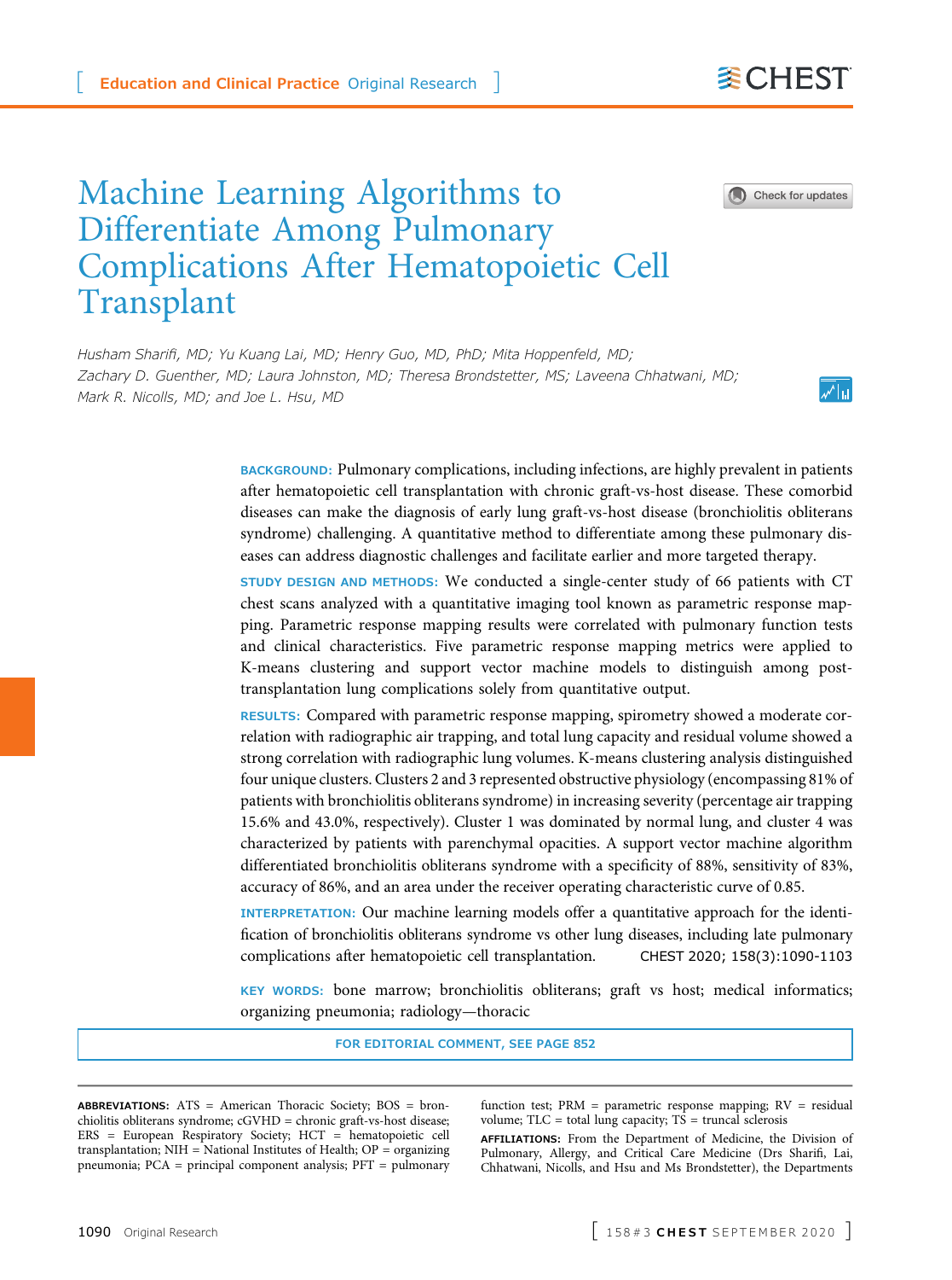Education and Clinical Practice Original Research

# Machine Learning Algorithms to Differentiate Among Pulmonary Complications After Hematopoietic Cell Transplant

Husham Sharifi, MD; Yu Kuang Lai, MD; Henry Guo, MD, PhD; Mita Hoppenfeld, MD; Zachary D. Guenther, MD; Laura Johnston, MD; Theresa Brondstetter, MS; Laveena Chhatwani, MD; Mark R. Nicolls, MD; and Joe L. Hsu, MD

**BACKGROUND:** Pulmonary complications, including infections, are highly prevalent in patients after hematopoietic cell transplantation with chronic graft-vs-host disease. These comorbid diseases can make the diagnosis of early lung graft-vs-host disease (bronchiolitis obliterans syndrome) challenging. A quantitative method to differentiate among these pulmonary diseases can address diagnostic challenges and facilitate earlier and more targeted therapy.

**STUDY DESIGN AND METHODS:** We conducted a single-center study of 66 patients with CT chest scans analyzed with a quantitative imaging tool known as parametric response mapping. Parametric response mapping results were correlated with pulmonary function tests and clinical characteristics. Five parametric response mapping metrics were applied to K-means clustering and support vector machine models to distinguish among post-transplantation lung complications solely from quantitative output.

**RESULTS:** Compared with parametric response mapping, spirometry showed a moderate correlation with radiographic air trapping, and total lung capacity and residual volume showed a strong correlation with radiographic lung volumes. K-means clustering analysis distinguished four unique clusters. Clusters 2 and 3 represented obstructive physiology (encompassing 81% of patients with bronchiolitis obliterans syndrome) in increasing severity (percentage air trapping 15.6% and 43.0%, respectively). Cluster 1 was dominated by normal lung, and cluster 4 was characterized by patients with parenchymal opacities. A support vector machine algorithm differentiated bronchiolitis obliterans syndrome with a specificity of 88%, sensitivity of 83%, accuracy of 86%, and an area under the receiver operating characteristic curve of 0.85.

**INTERPRETATION:** Our machine learning models offer a quantitative approach for the identification of bronchiolitis obliterans syndrome vs other lung diseases, including late pulmonary complications after hematopoietic cell transplantation. CHEST 2020; 158(3):1090-1103

**KEY WORDS:** bone marrow; bronchiolitis obliterans; graft vs host; medical informatics; organizing pneumonia; radiology—thoracic

FOR EDITORIAL COMMENT, SEE PAGE 852

**ABBREVIATIONS:** ATS = American Thoracic Society; BOS = bronchiolitis obliterans syndrome; cGVHD = chronic graft-vs-host disease; ERS = European Respiratory Society; HCT = hematopoietic cell transplantation; NIH = National Institutes of Health; OP = organizing pneumonia; PCA = principal component analysis; PFT = pulmonary function test; PRM = parametric response mapping; RV = residual volume; TLC = total lung capacity; TS = truncal sclerosis

**AFFILIATIONS:** From the Department of Medicine, the Division of Pulmonary, Allergy, and Critical Care Medicine (Drs Sharifi, Lai, Chhatwani, Nicolls, and Hsu and Ms Brondstetter), the Departments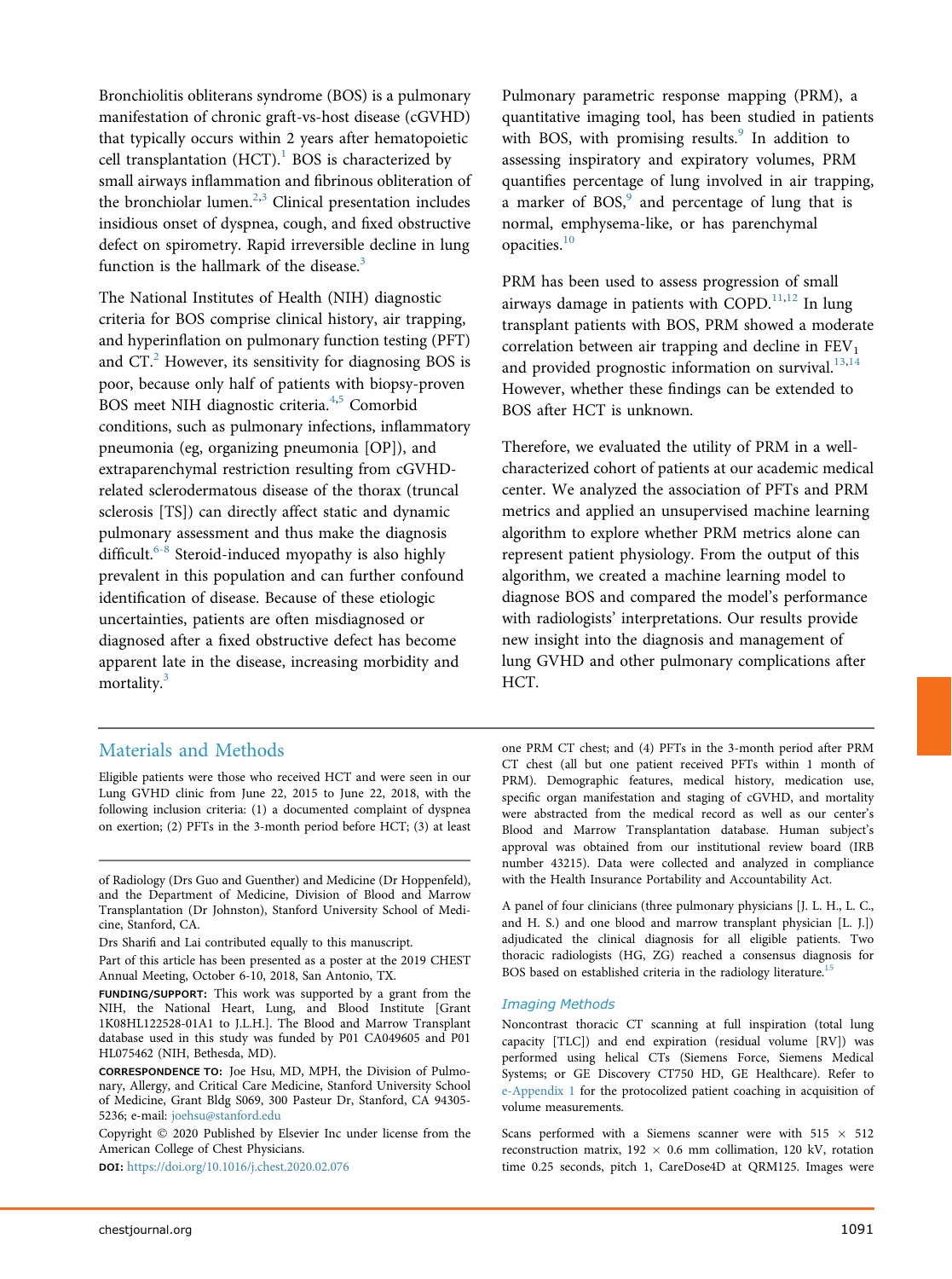Bronchiolitis obliterans syndrome (BOS) is a pulmonary manifestation of chronic graft-vs-host disease (cGVHD) that typically occurs within 2 years after hematopoietic cell transplantation (HCT).[1] BOS is characterized by small airways inflammation and fibrinous obliteration of the bronchiolar lumen.[2,3] Clinical presentation includes insidious onset of dyspnea, cough, and fixed obstructive defect on spirometry. Rapid irreversible decline in lung function is the hallmark of the disease.[3]

The National Institutes of Health (NIH) diagnostic criteria for BOS comprise clinical history, air trapping, and hyperinflation on pulmonary function testing (PFT) and CT.[2] However, its sensitivity for diagnosing BOS is poor, because only half of patients with biopsy-proven BOS meet NIH diagnostic criteria.[4,5] Comorbid conditions, such as pulmonary infections, inflammatory pneumonia (eg, organizing pneumonia [OP]), and extraparenchymal restriction resulting from cGVHD-related sclerodermatous disease of the thorax (truncal sclerosis [TS]) can directly affect static and dynamic pulmonary assessment and thus make the diagnosis difficult.[6-8] Steroid-induced myopathy is also highly prevalent in this population and can further confound identification of disease. Because of these etiologic uncertainties, patients are often misdiagnosed or diagnosed after a fixed obstructive defect has become apparent late in the disease, increasing morbidity and mortality.[3]

Pulmonary parametric response mapping (PRM), a quantitative imaging tool, has been studied in patients with BOS, with promising results.[9] In addition to assessing inspiratory and expiratory volumes, PRM quantifies percentage of lung involved in air trapping, a marker of BOS,[9] and percentage of lung that is normal, emphysema-like, or has parenchymal opacities.[10]

PRM has been used to assess progression of small airways damage in patients with COPD.[11,12] In lung transplant patients with BOS, PRM showed a moderate correlation between air trapping and decline in $FEV_1$ and provided prognostic information on survival.[13,14] However, whether these findings can be extended to BOS after HCT is unknown.

Therefore, we evaluated the utility of PRM in a well-characterized cohort of patients at our academic medical center. We analyzed the association of PFTs and PRM metrics and applied an unsupervised machine learning algorithm to explore whether PRM metrics alone can represent patient physiology. From the output of this algorithm, we created a machine learning model to diagnose BOS and compared the model's performance with radiologists' interpretations. Our results provide new insight into the diagnosis and management of lung GVHD and other pulmonary complications after HCT.

## Materials and Methods

Eligible patients were those who received HCT and were seen in our Lung GVHD clinic from June 22, 2015 to June 22, 2018, with the following inclusion criteria: (1) a documented complaint of dyspnea on exertion; (2) PFTs in the 3-month period before HCT; (3) at least one PRM CT chest; and (4) PFTs in the 3-month period after PRM CT chest (all but one patient received PFTs within 1 month of PRM). Demographic features, medical history, medication use, specific organ manifestation and staging of cGVHD, and mortality were abstracted from the medical record as well as our center's Blood and Marrow Transplantation database. Human subject's approval was obtained from our institutional review board (IRB number 43215). Data were collected and analyzed in compliance with the Health Insurance Portability and Accountability Act.

A panel of four clinicians (three pulmonary physicians [J. L. H., L. C., and H. S.) and one blood and marrow transplant physician [L. J.]) adjudicated the clinical diagnosis for all eligible patients. Two thoracic radiologists (HG, ZG) reached a consensus diagnosis for BOS based on established criteria in the radiology literature.[15]

### Imaging Methods

Noncontrast thoracic CT scanning at full inspiration (total lung capacity [TLC]) and end expiration (residual volume [RV]) was performed using helical CTs (Siemens Force, Siemens Medical Systems; or GE Discovery CT750 HD, GE Healthcare). Refer to e-Appendix 1 for the protocolized patient coaching in acquisition of volume measurements.

Scans performed with a Siemens scanner were with 515 × 512 reconstruction matrix, 192 × 0.6 mm collimation, 120 kV, rotation time 0.25 seconds, pitch 1, CareDose4D at QRM125. Images were

of Radiology (Drs Guo and Guenther) and Medicine (Dr Hoppenfeld), and the Department of Medicine, Division of Blood and Marrow Transplantation (Dr Johnston), Stanford University School of Medicine, Stanford, CA.

Drs Sharifi and Lai contributed equally to this manuscript.

Part of this article has been presented as a poster at the 2019 CHEST Annual Meeting, October 6-10, 2018, San Antonio, TX.

**FUNDING/SUPPORT:** This work was supported by a grant from the NIH, the National Heart, Lung, and Blood Institute [Grant 1K08HL122528-01A1 to J.L.H.]. The Blood and Marrow Transplant database used in this study was funded by P01 CA049605 and P01 HL075462 (NIH, Bethesda, MD).

**CORRESPONDENCE TO:** Joe Hsu, MD, MPH, the Division of Pulmonary, Allergy, and Critical Care Medicine, Stanford University School of Medicine, Grant Bldg S069, 300 Pasteur Dr, Stanford, CA 94305-5236; e-mail: joehsu@stanford.edu

Copyright © 2020 Published by Elsevier Inc under license from the American College of Chest Physicians.

**DOI:** https://doi.org/10.1016/j.chest.2020.02.076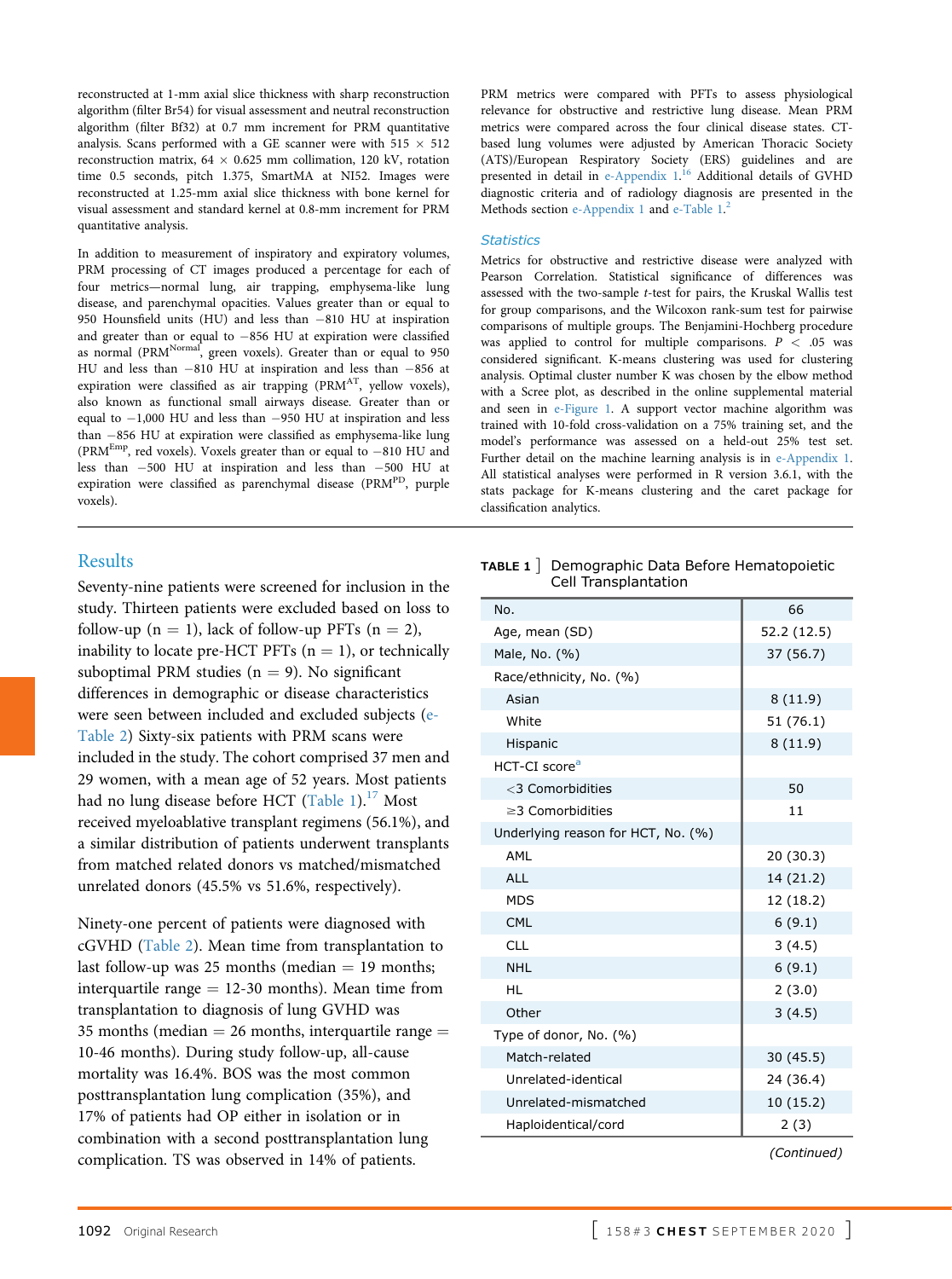reconstructed at 1-mm axial slice thickness with sharp reconstruction algorithm (filter Br54) for visual assessment and neutral reconstruction algorithm (filter Bf32) at 0.7 mm increment for PRM quantitative analysis. Scans performed with a GE scanner were with 515 × 512 reconstruction matrix, 64 × 0.625 mm collimation, 120 kV, rotation time 0.5 seconds, pitch 1.375, SmartMA at NI52. Images were reconstructed at 1.25-mm axial slice thickness with bone kernel for visual assessment and standard kernel at 0.8-mm increment for PRM quantitative analysis.

In addition to measurement of inspiratory and expiratory volumes, PRM processing of CT images produced a percentage for each of four metrics—normal lung, air trapping, emphysema-like lung disease, and parenchymal opacities. Values greater than or equal to 950 Hounsfield units (HU) and less than −810 HU at inspiration and greater than or equal to −856 HU at expiration were classified as normal ($PRM^{Normal}$, green voxels). Greater than or equal to 950 HU and less than −810 HU at inspiration and less than −856 at expiration were classified as air trapping ($PRM^{AT}$, yellow voxels), also known as functional small airways disease. Greater than or equal to −1,000 HU and less than −950 HU at inspiration and less than −856 HU at expiration were classified as emphysema-like lung ($PRM^{Emp}$, red voxels). Voxels greater than or equal to −810 HU and less than −500 HU at inspiration and less than −500 HU at expiration were classified as parenchymal disease ($PRM^{PD}$, purple voxels).

PRM metrics were compared with PFTs to assess physiological relevance for obstructive and restrictive lung disease. Mean PRM metrics were compared across the four clinical disease states. CT-based lung volumes were adjusted by American Thoracic Society (ATS)/European Respiratory Society (ERS) guidelines and are presented in detail in e-Appendix 1.[16] Additional details of GVHD diagnostic criteria and of radiology diagnosis are presented in the Methods section e-Appendix 1 and e-Table 1.[2]

### Statistics

Metrics for obstructive and restrictive disease were analyzed with Pearson Correlation. Statistical significance of differences was assessed with the two-sample *t*-test for pairs, the Kruskal Wallis test for group comparisons, and the Wilcoxon rank-sum test for pairwise comparisons of multiple groups. The Benjamini-Hochberg procedure was applied to control for multiple comparisons. $P < .05$ was considered significant. K-means clustering was used for clustering analysis. Optimal cluster number K was chosen by the elbow method with a Scree plot, as described in the online supplemental material and seen in e-Figure 1. A support vector machine algorithm was trained with 10-fold cross-validation on a 75% training set, and the model's performance was assessed on a held-out 25% test set. Further detail on the machine learning analysis is in e-Appendix 1. All statistical analyses were performed in R version 3.6.1, with the stats package for K-means clustering and the caret package for classification analytics.

## Results

Seventy-nine patients were screened for inclusion in the study. Thirteen patients were excluded based on loss to follow-up (n = 1), lack of follow-up PFTs (n = 2), inability to locate pre-HCT PFTs (n = 1), or technically suboptimal PRM studies (n = 9). No significant differences in demographic or disease characteristics were seen between included and excluded subjects (e-Table 2) Sixty-six patients with PRM scans were included in the study. The cohort comprised 37 men and 29 women, with a mean age of 52 years. Most patients had no lung disease before HCT (Table 1).[17] Most received myeloablative transplant regimens (56.1%), and a similar distribution of patients underwent transplants from matched related donors vs matched/mismatched unrelated donors (45.5% vs 51.6%, respectively).

Ninety-one percent of patients were diagnosed with cGVHD (Table 2). Mean time from transplantation to last follow-up was 25 months (median = 19 months; interquartile range = 12-30 months). Mean time from transplantation to diagnosis of lung GVHD was 35 months (median = 26 months, interquartile range = 10-46 months). During study follow-up, all-cause mortality was 16.4%. BOS was the most common posttransplantation lung complication (35%), and 17% of patients had OP either in isolation or in combination with a second posttransplantation lung complication. TS was observed in 14% of patients.

**TABLE 1** ] Demographic Data Before Hematopoietic Cell Transplantation

| No. | 66 |
|---|---|
| Age, mean (SD) | 52.2 (12.5) |
| Male, No. (%) | 37 (56.7) |
| Race/ethnicity, No. (%) | |
| Asian | 8 (11.9) |
| White | 51 (76.1) |
| Hispanic | 8 (11.9) |
| HCT-CI score[a] | |
| <3 Comorbidities | 50 |
| ≥3 Comorbidities | 11 |
| Underlying reason for HCT, No. (%) | |
| AML | 20 (30.3) |
| ALL | 14 (21.2) |
| MDS | 12 (18.2) |
| CML | 6 (9.1) |
| CLL | 3 (4.5) |
| NHL | 6 (9.1) |
| HL | 2 (3.0) |
| Other | 3 (4.5) |
| Type of donor, No. (%) | |
| Match-related | 30 (45.5) |
| Unrelated-identical | 24 (36.4) |
| Unrelated-mismatched | 10 (15.2) |
| Haploidentical/cord | 2 (3) |

*(Continued)*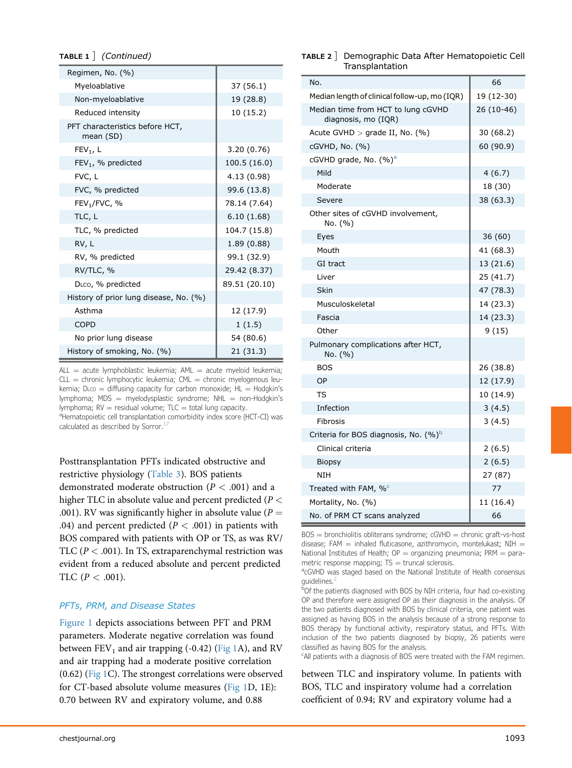**TABLE 1 ] (Continued)**

| | |
|---|---|
| Regimen, No. (%) | |
| Myeloablative | 37 (56.1) |
| Non-myeloablative | 19 (28.8) |
| Reduced intensity | 10 (15.2) |
| PFT characteristics before HCT, mean (SD) | |
| $FEV_1$, L | 3.20 (0.76) |
| $FEV_1$, % predicted | 100.5 (16.0) |
| FVC, L | 4.13 (0.98) |
| FVC, % predicted | 99.6 (13.8) |
| $FEV_1$/FVC, % | 78.14 (7.64) |
| TLC, L | 6.10 (1.68) |
| TLC, % predicted | 104.7 (15.8) |
| RV, L | 1.89 (0.88) |
| RV, % predicted | 99.1 (32.9) |
| RV/TLC, % | 29.42 (8.37) |
| $D_{LCO}$, % predicted | 89.51 (20.10) |
| History of prior lung disease, No. (%) | |
| Asthma | 12 (17.9) |
| COPD | 1 (1.5) |
| No prior lung disease | 54 (80.6) |
| History of smoking, No. (%) | 21 (31.3) |

ALL = acute lymphoblastic leukemia; AML = acute myeloid leukemia; CLL = chronic lymphocytic leukemia; CML = chronic myelogenous leukemia; $D_{LCO}$ = diffusing capacity for carbon monoxide; HL = Hodgkin's lymphoma; MDS = myelodysplastic syndrome; NHL = non-Hodgkin's lymphoma; RV = residual volume; TLC = total lung capacity.
[a]Hematopoietic cell transplantation comorbidity index score (HCT-CI) was calculated as described by Sorror.[17]

Posttransplantation PFTs indicated obstructive and restrictive physiology (Table 3). BOS patients demonstrated moderate obstruction ($P < .001$) and a higher TLC in absolute value and percent predicted ($P < .001$). RV was significantly higher in absolute value ($P = .04$) and percent predicted ($P < .001$) in patients with BOS compared with patients with OP or TS, as was RV/TLC ($P < .001$). In TS, extraparenchymal restriction was evident from a reduced absolute and percent predicted TLC ($P < .001$).

### PFTs, PRM, and Disease States

Figure 1 depicts associations between PFT and PRM parameters. Moderate negative correlation was found between $FEV_1$ and air trapping (-0.42) (Fig 1A), and RV and air trapping had a moderate positive correlation (0.62) (Fig 1C). The strongest correlations were observed for CT-based absolute volume measures (Fig 1D, 1E): 0.70 between RV and expiratory volume, and 0.88 between TLC and inspiratory volume. In patients with BOS, TLC and inspiratory volume had a correlation coefficient of 0.94; RV and expiratory volume had a

**TABLE 2 ] Demographic Data After Hematopoietic Cell Transplantation**

| | |
|---|---|
| No. | 66 |
| Median length of clinical follow-up, mo (IQR) | 19 (12-30) |
| Median time from HCT to lung cGVHD diagnosis, mo (IQR) | 26 (10-46) |
| Acute GVHD > grade II, No. (%) | 30 (68.2) |
| cGVHD, No. (%) | 60 (90.9) |
| cGVHD grade, No. (%)[a] | |
| Mild | 4 (6.7) |
| Moderate | 18 (30) |
| Severe | 38 (63.3) |
| Other sites of cGVHD involvement, No. (%) | |
| Eyes | 36 (60) |
| Mouth | 41 (68.3) |
| GI tract | 13 (21.6) |
| Liver | 25 (41.7) |
| Skin | 47 (78.3) |
| Musculoskeletal | 14 (23.3) |
| Fascia | 14 (23.3) |
| Other | 9 (15) |
| Pulmonary complications after HCT, No. (%) | |
| BOS | 26 (38.8) |
| OP | 12 (17.9) |
| TS | 10 (14.9) |
| Infection | 3 (4.5) |
| Fibrosis | 3 (4.5) |
| Criteria for BOS diagnosis, No. (%)[b] | |
| Clinical criteria | 2 (6.5) |
| Biopsy | 2 (6.5) |
| NIH | 27 (87) |
| Treated with FAM, %[c] | 77 |
| Mortality, No. (%) | 11 (16.4) |
| No. of PRM CT scans analyzed | 66 |

BOS = bronchiolitis obliterans syndrome; cGVHD = chronic graft-vs-host disease; FAM = inhaled fluticasone, azithromycin, montelukast; NIH = National Institutes of Health; OP = organizing pneumonia; PRM = parametric response mapping; TS = truncal sclerosis.
[a]cGVHD was staged based on the National Institute of Health consensus guidelines.[2]
[b]Of the patients diagnosed with BOS by NIH criteria, four had co-existing OP and therefore were assigned OP as their diagnosis in the analysis. Of the two patients diagnosed with BOS by clinical criteria, one patient was assigned as having BOS in the analysis because of a strong response to BOS therapy by functional activity, respiratory status, and PFTs. With inclusion of the two patients diagnosed by biopsy, 26 patients were classified as having BOS for the analysis.
[c]All patients with a diagnosis of BOS were treated with the FAM regimen.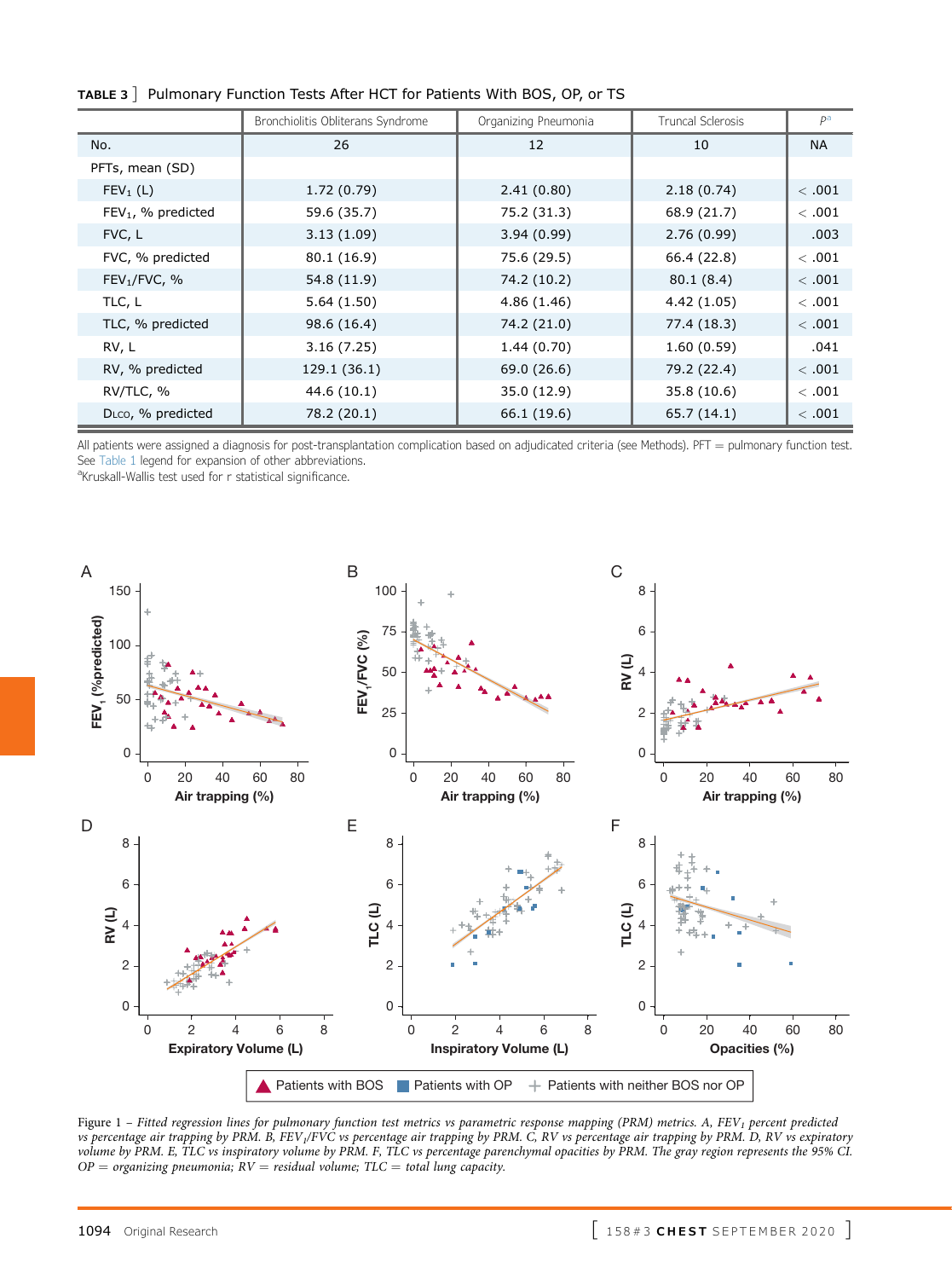**TABLE 3 ]** Pulmonary Function Tests After HCT for Patients With BOS, OP, or TS

| | Bronchiolitis Obliterans Syndrome | Organizing Pneumonia | Truncal Sclerosis | $P$[a] |
|---|---|---|---|---|
| No. | 26 | 12 | 10 | NA |
| PFTs, mean (SD) | | | | |
| $FEV_1$ (L) | 1.72 (0.79) | 2.41 (0.80) | 2.18 (0.74) | < .001 |
| $FEV_1$, % predicted | 59.6 (35.7) | 75.2 (31.3) | 68.9 (21.7) | < .001 |
| FVC, L | 3.13 (1.09) | 3.94 (0.99) | 2.76 (0.99) | .003 |
| FVC, % predicted | 80.1 (16.9) | 75.6 (29.5) | 66.4 (22.8) | < .001 |
| $FEV_1$/FVC, % | 54.8 (11.9) | 74.2 (10.2) | 80.1 (8.4) | < .001 |
| TLC, L | 5.64 (1.50) | 4.86 (1.46) | 4.42 (1.05) | < .001 |
| TLC, % predicted | 98.6 (16.4) | 74.2 (21.0) | 77.4 (18.3) | < .001 |
| RV, L | 3.16 (7.25) | 1.44 (0.70) | 1.60 (0.59) | .041 |
| RV, % predicted | 129.1 (36.1) | 69.0 (26.6) | 79.2 (22.4) | < .001 |
| RV/TLC, % | 44.6 (10.1) | 35.0 (12.9) | 35.8 (10.6) | < .001 |
| $D_{LCO}$, % predicted | 78.2 (20.1) | 66.1 (19.6) | 65.7 (14.1) | < .001 |

All patients were assigned a diagnosis for post-transplantation complication based on adjudicated criteria (see Methods). PFT = pulmonary function test. See Table 1 legend for expansion of other abbreviations.
[a]Kruskall-Wallis test used for r statistical significance.

Figure 1 – Fitted regression lines for pulmonary function test metrics vs parametric response mapping (PRM) metrics. A, $FEV_1$ percent predicted vs percentage air trapping by PRM. B, $FEV_1$/FVC vs percentage air trapping by PRM. C, RV vs percentage air trapping by PRM. D, RV vs expiratory volume by PRM. E, TLC vs inspiratory volume by PRM. F, TLC vs percentage parenchymal opacities by PRM. The gray region represents the 95% CI. OP = organizing pneumonia; RV = residual volume; TLC = total lung capacity.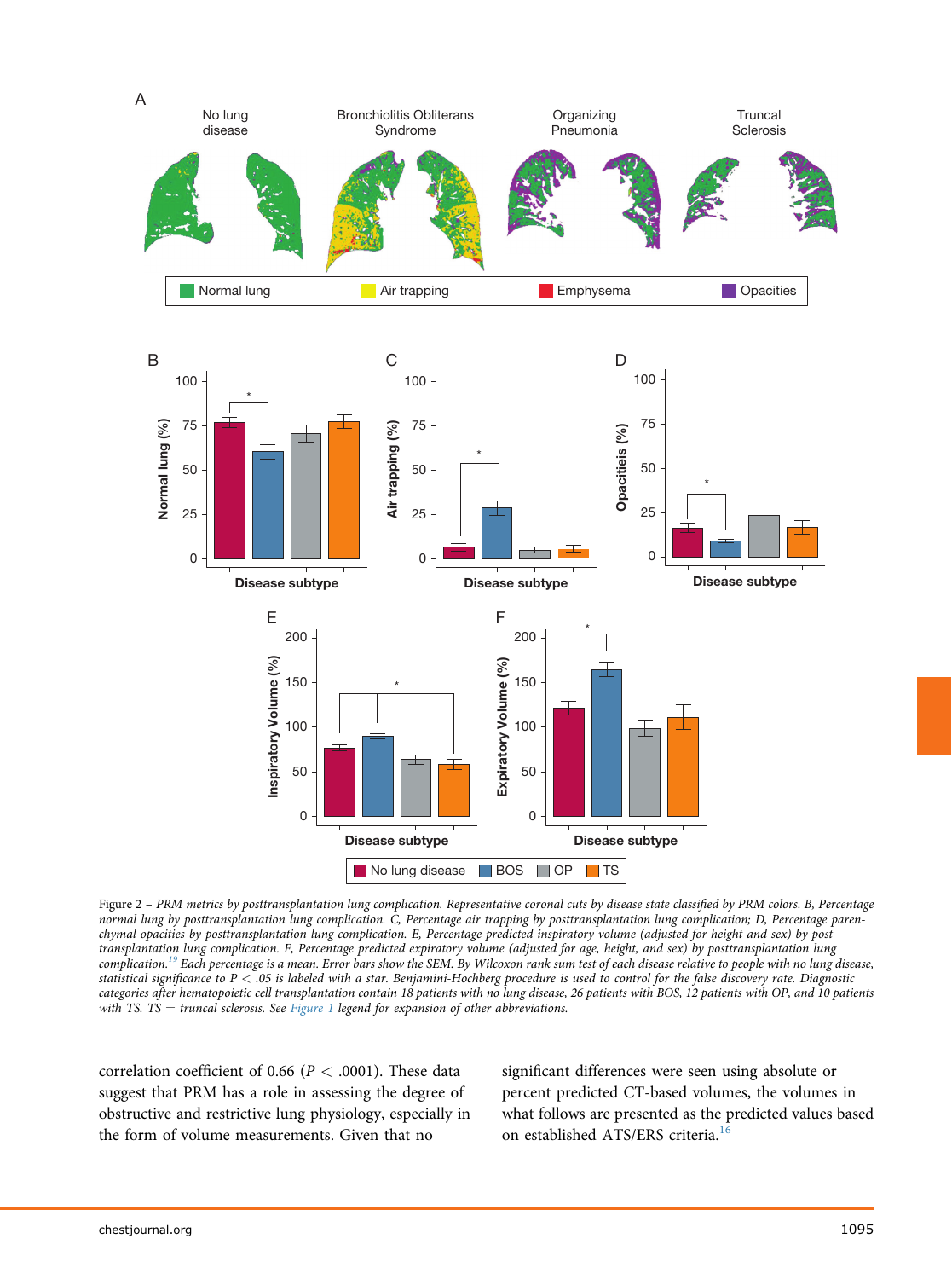Figure 2 – PRM metrics by posttransplantation lung complication. Representative coronal cuts by disease state classified by PRM colors. B, Percentage normal lung by posttransplantation lung complication. C, Percentage air trapping by posttransplantation lung complication; D, Percentage parenchymal opacities by posttransplantation lung complication. E, Percentage predicted inspiratory volume (adjusted for height and sex) by posttransplantation lung complication. F, Percentage predicted expiratory volume (adjusted for age, height, and sex) by posttransplantation lung complication.[19] Each percentage is a mean. Error bars show the SEM. By Wilcoxon rank sum test of each disease relative to people with no lung disease, statistical significance to $P < .05$ is labeled with a star. Benjamini-Hochberg procedure is used to control for the false discovery rate. Diagnostic categories after hematopoietic cell transplantation contain 18 patients with no lung disease, 26 patients with BOS, 12 patients with OP, and 10 patients with TS. TS = truncal sclerosis. See Figure 1 legend for expansion of other abbreviations.

correlation coefficient of 0.66 ($P < .0001$). These data suggest that PRM has a role in assessing the degree of obstructive and restrictive lung physiology, especially in the form of volume measurements. Given that no significant differences were seen using absolute or percent predicted CT-based volumes, the volumes in what follows are presented as the predicted values based on established ATS/ERS criteria.[16]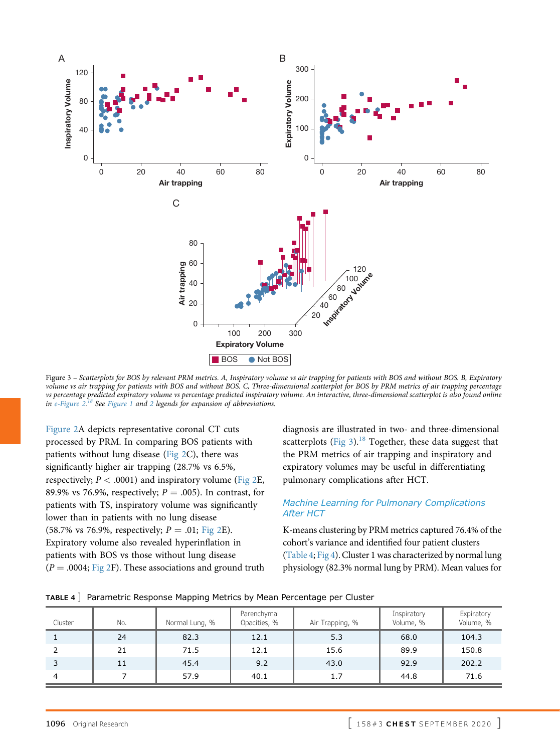Figure 3 – Scatterplots for BOS by relevant PRM metrics. A, Inspiratory volume vs air trapping for patients with BOS and without BOS. B, Expiratory volume vs air trapping for patients with BOS and without BOS. C, Three-dimensional scatterplot for BOS by PRM metrics of air trapping percentage vs percentage predicted expiratory volume vs percentage predicted inspiratory volume. An interactive, three-dimensional scatterplot is also found online in e-Figure 2.[18] See Figure 1 and 2 legends for expansion of abbreviations.

Figure 2A depicts representative coronal CT cuts processed by PRM. In comparing BOS patients with patients without lung disease (Fig 2C), there was significantly higher air trapping (28.7% vs 6.5%, respectively; $P < .0001$) and inspiratory volume (Fig 2E, 89.9% vs 76.9%, respectively; $P = .005$). In contrast, for patients with TS, inspiratory volume was significantly lower than in patients with no lung disease (58.7% vs 76.9%, respectively; $P = .01$; Fig 2E). Expiratory volume also revealed hyperinflation in patients with BOS vs those without lung disease ($P = .0004$; Fig 2F). These associations and ground truth diagnosis are illustrated in two- and three-dimensional scatterplots (Fig 3).[18] Together, these data suggest that the PRM metrics of air trapping and inspiratory and expiratory volumes may be useful in differentiating pulmonary complications after HCT.

### Machine Learning for Pulmonary Complications After HCT

K-means clustering by PRM metrics captured 76.4% of the cohort's variance and identified four patient clusters (Table 4; Fig 4). Cluster 1 was characterized by normal lung physiology (82.3% normal lung by PRM). Mean values for

**TABLE 4** ] Parametric Response Mapping Metrics by Mean Percentage per Cluster

| Cluster | No. | Normal Lung, % | Parenchymal Opacities, % | Air Trapping, % | Inspiratory Volume, % | Expiratory Volume, % |
|---|---|---|---|---|---|---|
| 1 | 24 | 82.3 | 12.1 | 5.3 | 68.0 | 104.3 |
| 2 | 21 | 71.5 | 12.1 | 15.6 | 89.9 | 150.8 |
| 3 | 11 | 45.4 | 9.2 | 43.0 | 92.9 | 202.2 |
| 4 | 7 | 57.9 | 40.1 | 1.7 | 44.8 | 71.6 |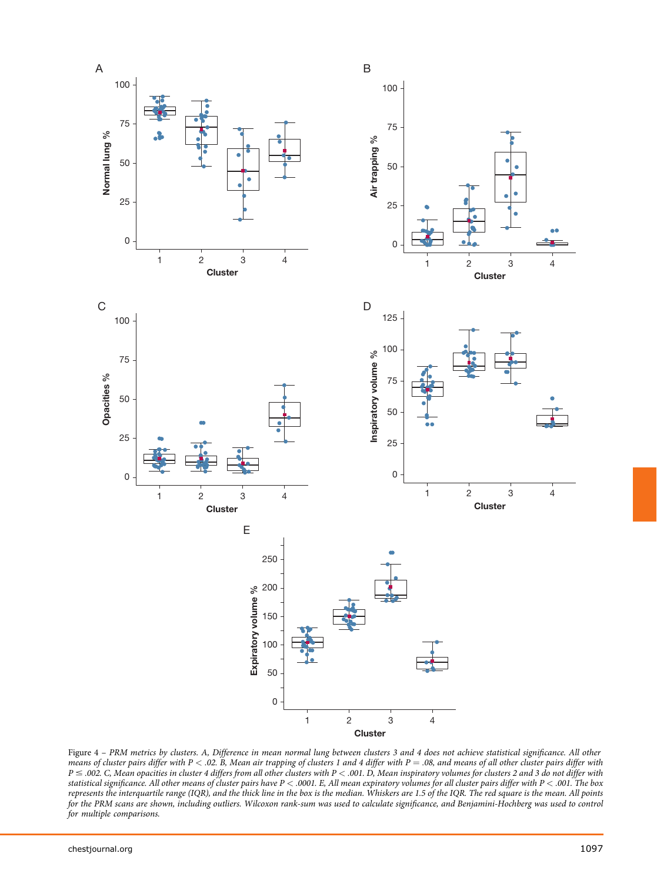Figure 4 – PRM metrics by clusters. A, Difference in mean normal lung between clusters 3 and 4 does not achieve statistical significance. All other means of cluster pairs differ with $P < .02$. B, Mean air trapping of clusters 1 and 4 differ with $P = .08$, and means of all other cluster pairs differ with $P \leq .002$. C, Mean opacities in cluster 4 differs from all other clusters with $P < .001$. D, Mean inspiratory volumes for clusters 2 and 3 do not differ with statistical significance. All other means of cluster pairs have $P < .0001$. E, All mean expiratory volumes for all cluster pairs differ with $P < .001$. The box represents the interquartile range (IQR), and the thick line in the box is the median. Whiskers are 1.5 of the IQR. The red square is the mean. All points for the PRM scans are shown, including outliers. Wilcoxon rank-sum was used to calculate significance, and Benjamini-Hochberg was used to control for multiple comparisons.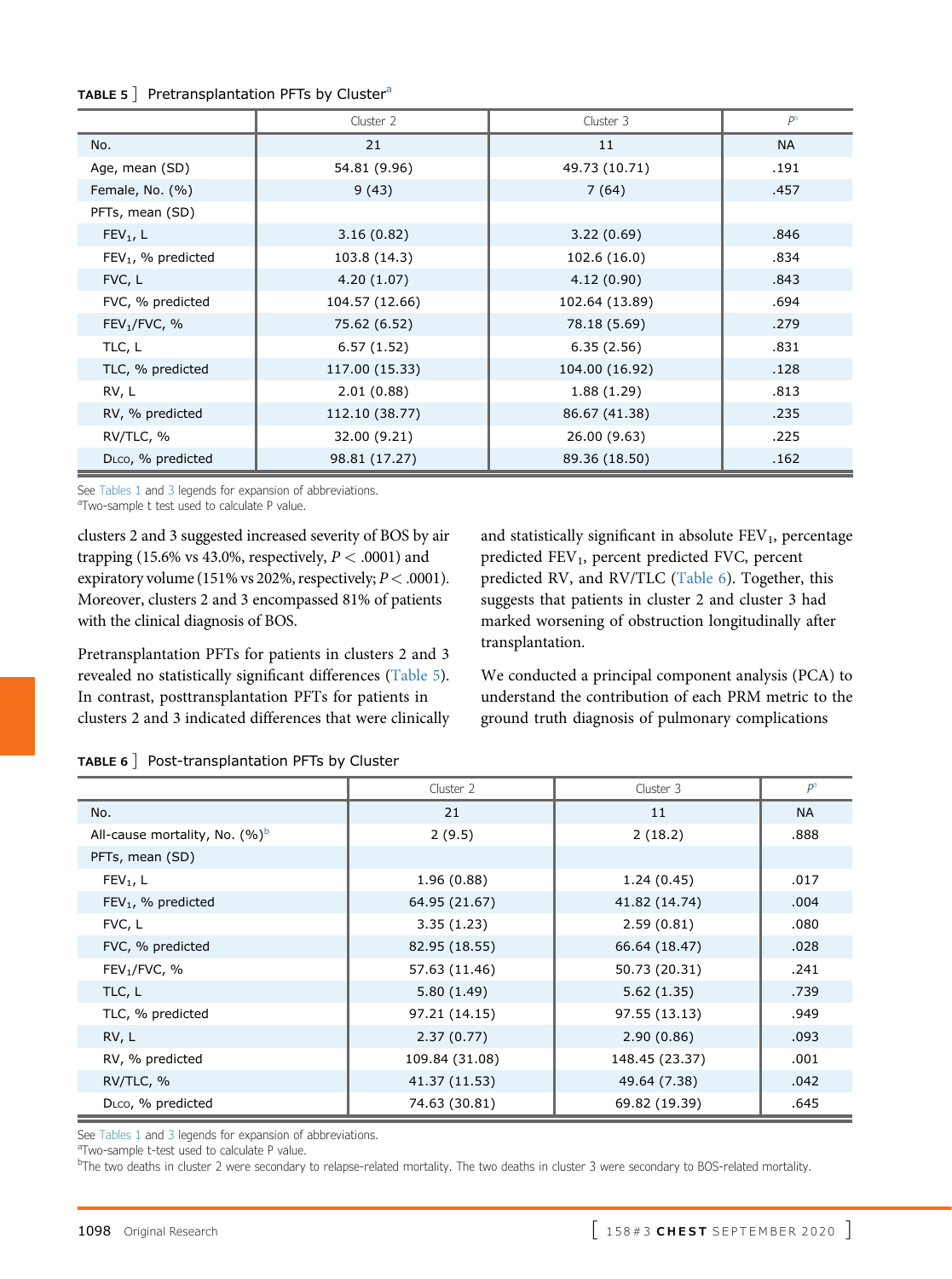**TABLE 5** ] Pretransplantation PFTs by Cluster[a]

| | Cluster 2 | Cluster 3 | $P$[a] |
|---|---|---|---|
| No. | 21 | 11 | NA |
| Age, mean (SD) | 54.81 (9.96) | 49.73 (10.71) | .191 |
| Female, No. (%) | 9 (43) | 7 (64) | .457 |
| PFTs, mean (SD) | | | |
| $FEV_1$, L | 3.16 (0.82) | 3.22 (0.69) | .846 |
| $FEV_1$, % predicted | 103.8 (14.3) | 102.6 (16.0) | .834 |
| FVC, L | 4.20 (1.07) | 4.12 (0.90) | .843 |
| FVC, % predicted | 104.57 (12.66) | 102.64 (13.89) | .694 |
| $FEV_1$/FVC, % | 75.62 (6.52) | 78.18 (5.69) | .279 |
| TLC, L | 6.57 (1.52) | 6.35 (2.56) | .831 |
| TLC, % predicted | 117.00 (15.33) | 104.00 (16.92) | .128 |
| RV, L | 2.01 (0.88) | 1.88 (1.29) | .813 |
| RV, % predicted | 112.10 (38.77) | 86.67 (41.38) | .235 |
| RV/TLC, % | 32.00 (9.21) | 26.00 (9.63) | .225 |
| $D_{LCO}$, % predicted | 98.81 (17.27) | 89.36 (18.50) | .162 |

See Tables 1 and 3 legends for expansion of abbreviations.
[a]Two-sample t test used to calculate P value.

clusters 2 and 3 suggested increased severity of BOS by air trapping (15.6% vs 43.0%, respectively, $P < .0001$) and expiratory volume (151% vs 202%, respectively; $P < .0001$). Moreover, clusters 2 and 3 encompassed 81% of patients with the clinical diagnosis of BOS.

Pretransplantation PFTs for patients in clusters 2 and 3 revealed no statistically significant differences (Table 5). In contrast, posttransplantation PFTs for patients in clusters 2 and 3 indicated differences that were clinically and statistically significant in absolute $FEV_1$, percentage predicted $FEV_1$, percent predicted FVC, percent predicted RV, and RV/TLC (Table 6). Together, this suggests that patients in cluster 2 and cluster 3 had marked worsening of obstruction longitudinally after transplantation.

We conducted a principal component analysis (PCA) to understand the contribution of each PRM metric to the ground truth diagnosis of pulmonary complications

**TABLE 6** ] Post-transplantation PFTs by Cluster

| | Cluster 2 | Cluster 3 | $P$[a] |
|---|---|---|---|
| No. | 21 | 11 | NA |
| All-cause mortality, No. (%)[b] | 2 (9.5) | 2 (18.2) | .888 |
| PFTs, mean (SD) | | | |
| $FEV_1$, L | 1.96 (0.88) | 1.24 (0.45) | .017 |
| $FEV_1$, % predicted | 64.95 (21.67) | 41.82 (14.74) | .004 |
| FVC, L | 3.35 (1.23) | 2.59 (0.81) | .080 |
| FVC, % predicted | 82.95 (18.55) | 66.64 (18.47) | .028 |
| $FEV_1$/FVC, % | 57.63 (11.46) | 50.73 (20.31) | .241 |
| TLC, L | 5.80 (1.49) | 5.62 (1.35) | .739 |
| TLC, % predicted | 97.21 (14.15) | 97.55 (13.13) | .949 |
| RV, L | 2.37 (0.77) | 2.90 (0.86) | .093 |
| RV, % predicted | 109.84 (31.08) | 148.45 (23.37) | .001 |
| RV/TLC, % | 41.37 (11.53) | 49.64 (7.38) | .042 |
| $D_{LCO}$, % predicted | 74.63 (30.81) | 69.82 (19.39) | .645 |

See Tables 1 and 3 legends for expansion of abbreviations.
[a]Two-sample t-test used to calculate P value.
[b]The two deaths in cluster 2 were secondary to relapse-related mortality. The two deaths in cluster 3 were secondary to BOS-related mortality.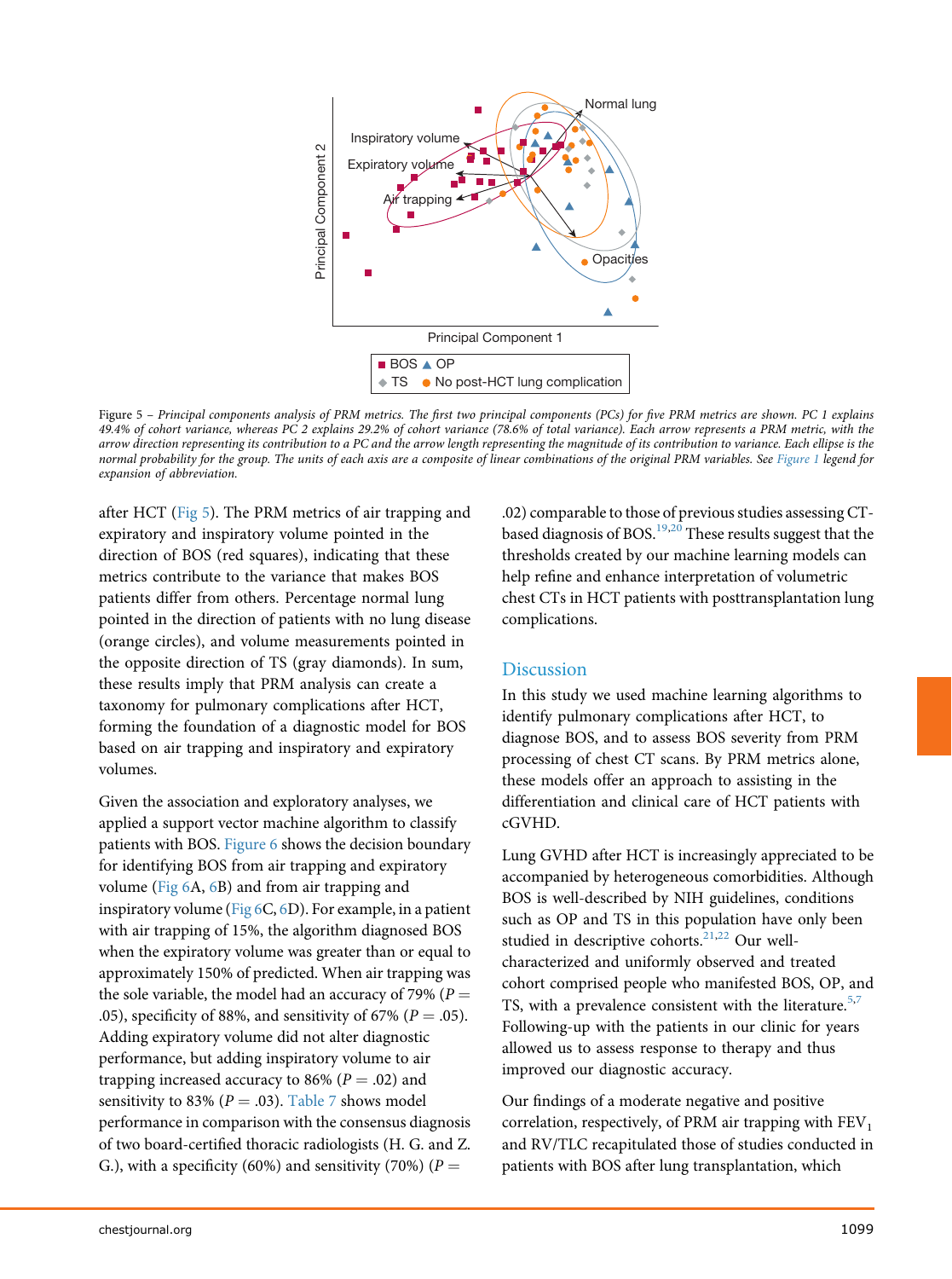Figure 5 – *Principal components analysis of PRM metrics. The first two principal components (PCs) for five PRM metrics are shown. PC 1 explains 49.4% of cohort variance, whereas PC 2 explains 29.2% of cohort variance (78.6% of total variance). Each arrow represents a PRM metric, with the arrow direction representing its contribution to a PC and the arrow length representing the magnitude of its contribution to variance. Each ellipse is the normal probability for the group. The units of each axis are a composite of linear combinations of the original PRM variables. See Figure 1 legend for expansion of abbreviation.*

after HCT (Fig 5). The PRM metrics of air trapping and expiratory and inspiratory volume pointed in the direction of BOS (red squares), indicating that these metrics contribute to the variance that makes BOS patients differ from others. Percentage normal lung pointed in the direction of patients with no lung disease (orange circles), and volume measurements pointed in the opposite direction of TS (gray diamonds). In sum, these results imply that PRM analysis can create a taxonomy for pulmonary complications after HCT, forming the foundation of a diagnostic model for BOS based on air trapping and inspiratory and expiratory volumes.

Given the association and exploratory analyses, we applied a support vector machine algorithm to classify patients with BOS. Figure 6 shows the decision boundary for identifying BOS from air trapping and expiratory volume (Fig 6A, 6B) and from air trapping and inspiratory volume (Fig 6C, 6D). For example, in a patient with air trapping of 15%, the algorithm diagnosed BOS when the expiratory volume was greater than or equal to approximately 150% of predicted. When air trapping was the sole variable, the model had an accuracy of 79% ($P = .05$), specificity of 88%, and sensitivity of 67% ($P = .05$). Adding expiratory volume did not alter diagnostic performance, but adding inspiratory volume to air trapping increased accuracy to 86% ($P = .02$) and sensitivity to 83% ($P = .03$). Table 7 shows model performance in comparison with the consensus diagnosis of two board-certified thoracic radiologists (H. G. and Z. G.), with a specificity (60%) and sensitivity (70%) ($P = .02$) comparable to those of previous studies assessing CT-based diagnosis of BOS.[19,20] These results suggest that the thresholds created by our machine learning models can help refine and enhance interpretation of volumetric chest CTs in HCT patients with posttransplantation lung complications.

## Discussion

In this study we used machine learning algorithms to identify pulmonary complications after HCT, to diagnose BOS, and to assess BOS severity from PRM processing of chest CT scans. By PRM metrics alone, these models offer an approach to assisting in the differentiation and clinical care of HCT patients with cGVHD.

Lung GVHD after HCT is increasingly appreciated to be accompanied by heterogeneous comorbidities. Although BOS is well-described by NIH guidelines, conditions such as OP and TS in this population have only been studied in descriptive cohorts.[21,22] Our well-characterized and uniformly observed and treated cohort comprised people who manifested BOS, OP, and TS, with a prevalence consistent with the literature.[5,7] Following-up with the patients in our clinic for years allowed us to assess response to therapy and thus improved our diagnostic accuracy.

Our findings of a moderate negative and positive correlation, respectively, of PRM air trapping with $FEV_1$ and RV/TLC recapitulated those of studies conducted in patients with BOS after lung transplantation, which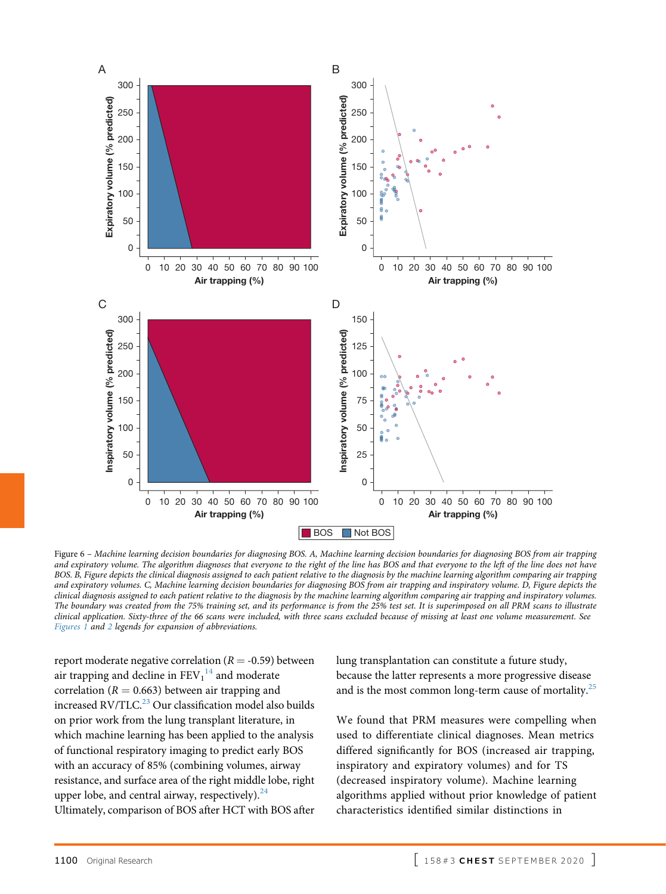Figure 6 – *Machine learning decision boundaries for diagnosing BOS. A, Machine learning decision boundaries for diagnosing BOS from air trapping and expiratory volume. The algorithm diagnoses that everyone to the right of the line has BOS and that everyone to the left of the line does not have BOS. B, Figure depicts the clinical diagnosis assigned to each patient relative to the diagnosis by the machine learning algorithm comparing air trapping and expiratory volumes. C, Machine learning decision boundaries for diagnosing BOS from air trapping and inspiratory volume. D, Figure depicts the clinical diagnosis assigned to each patient relative to the diagnosis by the machine learning algorithm comparing air trapping and inspiratory volumes. The boundary was created from the 75% training set, and its performance is from the 25% test set. It is superimposed on all PRM scans to illustrate clinical application. Sixty-three of the 66 scans were included, with three scans excluded because of missing at least one volume measurement. See Figures 1 and 2 legends for expansion of abbreviations.*

report moderate negative correlation ($R = -0.59$) between air trapping and decline in $FEV_1$[14] and moderate correlation ($R = 0.663$) between air trapping and increased RV/TLC.[23] Our classification model also builds on prior work from the lung transplant literature, in which machine learning has been applied to the analysis of functional respiratory imaging to predict early BOS with an accuracy of 85% (combining volumes, airway resistance, and surface area of the right middle lobe, right upper lobe, and central airway, respectively).[24] Ultimately, comparison of BOS after HCT with BOS after lung transplantation can constitute a future study, because the latter represents a more progressive disease and is the most common long-term cause of mortality.[25]

We found that PRM measures were compelling when used to differentiate clinical diagnoses. Mean metrics differed significantly for BOS (increased air trapping, inspiratory and expiratory volumes) and for TS (decreased inspiratory volume). Machine learning algorithms applied without prior knowledge of patient characteristics identified similar distinctions in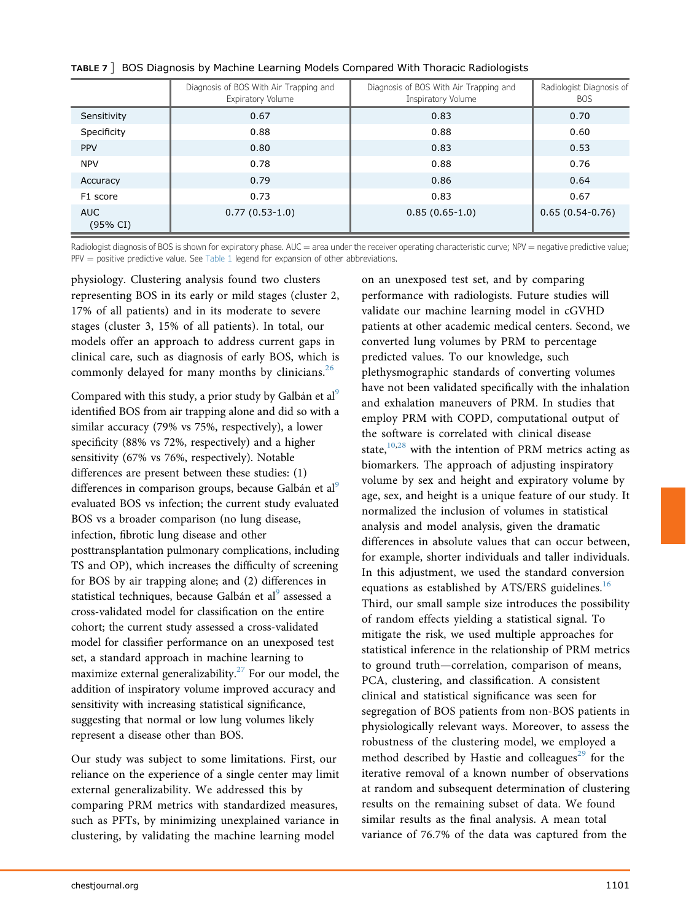**TABLE 7 ]** BOS Diagnosis by Machine Learning Models Compared With Thoracic Radiologists

| | Diagnosis of BOS With Air Trapping and Expiratory Volume | Diagnosis of BOS With Air Trapping and Inspiratory Volume | Radiologist Diagnosis of BOS |
|---|---|---|---|
| Sensitivity | 0.67 | 0.83 | 0.70 |
| Specificity | 0.88 | 0.88 | 0.60 |
| PPV | 0.80 | 0.83 | 0.53 |
| NPV | 0.78 | 0.88 | 0.76 |
| Accuracy | 0.79 | 0.86 | 0.64 |
| F1 score | 0.73 | 0.83 | 0.67 |
| AUC (95% CI) | 0.77 (0.53-1.0) | 0.85 (0.65-1.0) | 0.65 (0.54-0.76) |

Radiologist diagnosis of BOS is shown for expiratory phase. AUC = area under the receiver operating characteristic curve; NPV = negative predictive value; PPV = positive predictive value. See Table 1 legend for expansion of other abbreviations.

physiology. Clustering analysis found two clusters representing BOS in its early or mild stages (cluster 2, 17% of all patients) and in its moderate to severe stages (cluster 3, 15% of all patients). In total, our models offer an approach to address current gaps in clinical care, such as diagnosis of early BOS, which is commonly delayed for many months by clinicians.[26]

Compared with this study, a prior study by Galbán et al[9] identified BOS from air trapping alone and did so with a similar accuracy (79% vs 75%, respectively), a lower specificity (88% vs 72%, respectively) and a higher sensitivity (67% vs 76%, respectively). Notable differences are present between these studies: (1) differences in comparison groups, because Galbán et al[9] evaluated BOS vs infection; the current study evaluated BOS vs a broader comparison (no lung disease, infection, fibrotic lung disease and other posttransplantation pulmonary complications, including TS and OP), which increases the difficulty of screening for BOS by air trapping alone; and (2) differences in statistical techniques, because Galbán et al[9] assessed a cross-validated model for classification on the entire cohort; the current study assessed a cross-validated model for classifier performance on an unexposed test set, a standard approach in machine learning to maximize external generalizability.[27] For our model, the addition of inspiratory volume improved accuracy and sensitivity with increasing statistical significance, suggesting that normal or low lung volumes likely represent a disease other than BOS.

Our study was subject to some limitations. First, our reliance on the experience of a single center may limit external generalizability. We addressed this by comparing PRM metrics with standardized measures, such as PFTs, by minimizing unexplained variance in clustering, by validating the machine learning model on an unexposed test set, and by comparing performance with radiologists. Future studies will validate our machine learning model in cGVHD patients at other academic medical centers. Second, we converted lung volumes by PRM to percentage predicted values. To our knowledge, such plethysmographic standards of converting volumes have not been validated specifically with the inhalation and exhalation maneuvers of PRM. In studies that employ PRM with COPD, computational output of the software is correlated with clinical disease state,[10,28] with the intention of PRM metrics acting as biomarkers. The approach of adjusting inspiratory volume by sex and height and expiratory volume by age, sex, and height is a unique feature of our study. It normalized the inclusion of volumes in statistical analysis and model analysis, given the dramatic differences in absolute values that can occur between, for example, shorter individuals and taller individuals. In this adjustment, we used the standard conversion equations as established by ATS/ERS guidelines.[16] Third, our small sample size introduces the possibility of random effects yielding a statistical signal. To mitigate the risk, we used multiple approaches for statistical inference in the relationship of PRM metrics to ground truth—correlation, comparison of means, PCA, clustering, and classification. A consistent clinical and statistical significance was seen for segregation of BOS patients from non-BOS patients in physiologically relevant ways. Moreover, to assess the robustness of the clustering model, we employed a method described by Hastie and colleagues[29] for the iterative removal of a known number of observations at random and subsequent determination of clustering results on the remaining subset of data. We found similar results as the final analysis. A mean total variance of 76.7% of the data was captured from the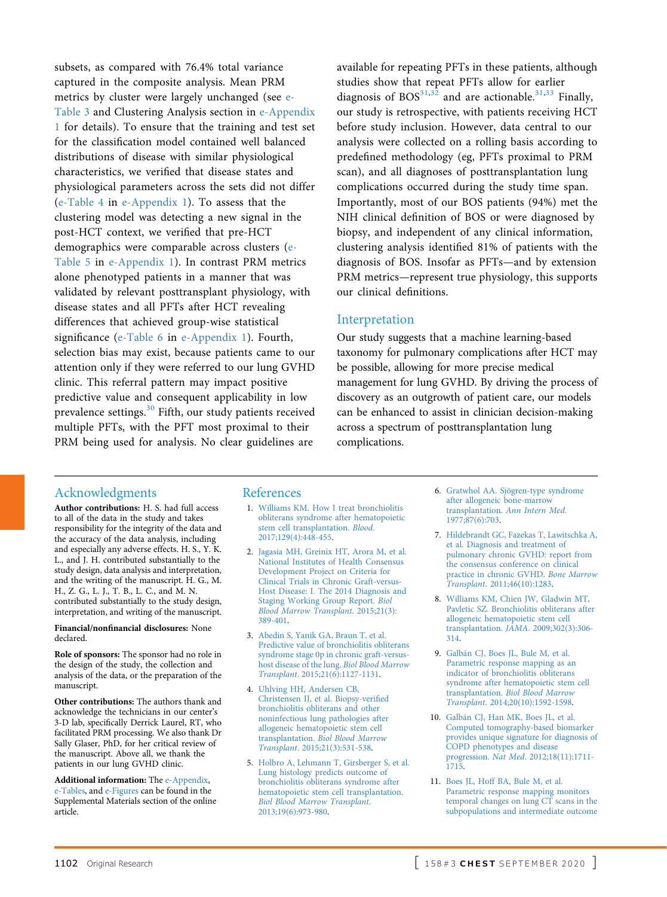subsets, as compared with 76.4% total variance captured in the composite analysis. Mean PRM metrics by cluster were largely unchanged (see e-Table 3 and Clustering Analysis section in e-Appendix 1 for details). To ensure that the training and test set for the classification model contained well balanced distributions of disease with similar physiological characteristics, we verified that disease states and physiological parameters across the sets did not differ (e-Table 4 in e-Appendix 1). To assess that the clustering model was detecting a new signal in the post-HCT context, we verified that pre-HCT demographics were comparable across clusters (e-Table 5 in e-Appendix 1). In contrast PRM metrics alone phenotyped patients in a manner that was validated by relevant posttransplant physiology, with disease states and all PFTs after HCT revealing differences that achieved group-wise statistical significance (e-Table 6 in e-Appendix 1). Fourth, selection bias may exist, because patients came to our attention only if they were referred to our lung GVHD clinic. This referral pattern may impact positive predictive value and consequent applicability in low prevalence settings.[30] Fifth, our study patients received multiple PFTs, with the PFT most proximal to their PRM being used for analysis. No clear guidelines are available for repeating PFTs in these patients, although studies show that repeat PFTs allow for earlier diagnosis of BOS[31,32] and are actionable.[31,33] Finally, our study is retrospective, with patients receiving HCT before study inclusion. However, data central to our analysis were collected on a rolling basis according to predefined methodology (eg, PFTs proximal to PRM scan), and all diagnoses of posttransplantation lung complications occurred during the study time span. Importantly, most of our BOS patients (94%) met the NIH clinical definition of BOS or were diagnosed by biopsy, and independent of any clinical information, clustering analysis identified 81% of patients with the diagnosis of BOS. Insofar as PFTs—and by extension PRM metrics—represent true physiology, this supports our clinical definitions.

## Interpretation

Our study suggests that a machine learning-based taxonomy for pulmonary complications after HCT may be possible, allowing for more precise medical management for lung GVHD. By driving the process of discovery as an outgrowth of patient care, our models can be enhanced to assist in clinician decision-making across a spectrum of posttransplantation lung complications.

## Acknowledgments

**Author contributions:** H. S. had full access to all of the data in the study and takes responsibility for the integrity of the data and the accuracy of the data analysis, including and especially any adverse effects. H. S., Y. K. L., and J. H. contributed substantially to the study design, data analysis and interpretation, and the writing of the manuscript. H. G., M. H., Z. G., L. J., T. B., L. C., and M. N. contributed substantially to the study design, interpretation, and writing of the manuscript.

**Financial/nonfinancial disclosures:** None declared.

**Role of sponsors:** The sponsor had no role in the design of the study, the collection and analysis of the data, or the preparation of the manuscript.

**Other contributions:** The authors thank and acknowledge the technicians in our center's 3-D lab, specifically Derrick Laurel, RT, who facilitated PRM processing. We also thank Dr Sally Glaser, PhD, for her critical review of the manuscript. Above all, we thank the patients in our lung GVHD clinic.

**Additional information:** The e-Appendix, e-Tables, and e-Figures can be found in the Supplemental Materials section of the online article.

## References

1. Williams KM. How I treat bronchiolitis obliterans syndrome after hematopoietic stem cell transplantation. *Blood*. 2017;129(4):448-455.
2. Jagasia MH, Greinix HT, Arora M, et al. National Institutes of Health Consensus Development Project on Criteria for Clinical Trials in Chronic Graft-versus-Host Disease: I. The 2014 Diagnosis and Staging Working Group Report. *Biol Blood Marrow Transplant*. 2015;21(3):389-401.
3. Abedin S, Yanik GA, Braun T, et al. Predictive value of bronchiolitis obliterans syndrome stage 0p in chronic graft-versus-host disease of the lung. *Biol Blood Marrow Transplant*. 2015;21(6):1127-1131.
4. Uhlving HH, Andersen CB, Christensen IJ, et al. Biopsy-verified bronchiolitis obliterans and other noninfectious lung pathologies after allogeneic hematopoietic stem cell transplantation. *Biol Blood Marrow Transplant*. 2015;21(3):531-538.
5. Holbro A, Lehmann T, Girsberger S, et al. Lung histology predicts outcome of bronchiolitis obliterans syndrome after hematopoietic stem cell transplantation. *Biol Blood Marrow Transplant*. 2013;19(6):973-980.
6. Gratwhol AA. Sjögren-type syndrome after allogeneic bone-marrow transplantation. *Ann Intern Med*. 1977;87(6):703.
7. Hildebrandt GC, Fazekas T, Lawitschka A, et al. Diagnosis and treatment of pulmonary chronic GVHD: report from the consensus conference on clinical practice in chronic GVHD. *Bone Marrow Transplant*. 2011;46(10):1283.
8. Williams KM, Chien JW, Gladwin MT, Pavletic SZ. Bronchiolitis obliterans after allogeneic hematopoietic stem cell transplantation. *JAMA*. 2009;302(3):306-314.
9. Galbán CJ, Boes JL, Bule M, et al. Parametric response mapping as an indicator of bronchiolitis obliterans syndrome after hematopoietic stem cell transplantation. *Biol Blood Marrow Transplant*. 2014;20(10):1592-1598.
10. Galbán CJ, Han MK, Boes JL, et al. Computed tomography-based biomarker provides unique signature for diagnosis of COPD phenotypes and disease progression. *Nat Med*. 2012;18(11):1711-1715.
11. Boes JL, Hoff BA, Bule M, et al. Parametric response mapping monitors temporal changes on lung CT scans in the subpopulations and intermediate outcome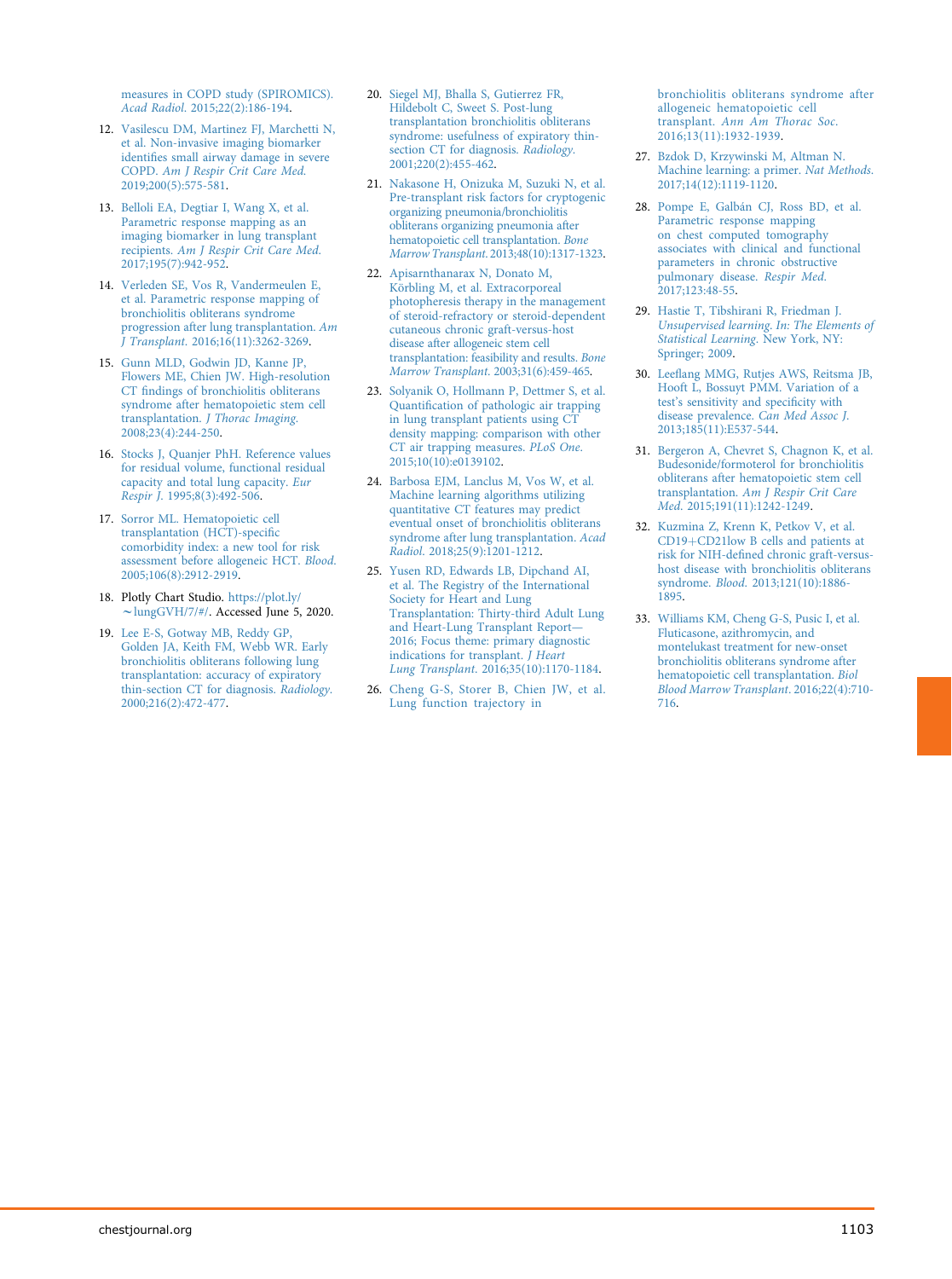measures in COPD study (SPIROMICS). *Acad Radiol*. 2015;22(2):186-194.

12. Vasilescu DM, Martinez FJ, Marchetti N, et al. Non-invasive imaging biomarker identifies small airway damage in severe COPD. *Am J Respir Crit Care Med*. 2019;200(5):575-581.
13. Belloli EA, Degtiar I, Wang X, et al. Parametric response mapping as an imaging biomarker in lung transplant recipients. *Am J Respir Crit Care Med*. 2017;195(7):942-952.
14. Verleden SE, Vos R, Vandermeulen E, et al. Parametric response mapping of bronchiolitis obliterans syndrome progression after lung transplantation. *Am J Transplant*. 2016;16(11):3262-3269.
15. Gunn MLD, Godwin JD, Kanne JP, Flowers ME, Chien JW. High-resolution CT findings of bronchiolitis obliterans syndrome after hematopoietic stem cell transplantation. *J Thorac Imaging*. 2008;23(4):244-250.
16. Stocks J, Quanjer PhH. Reference values for residual volume, functional residual capacity and total lung capacity. *Eur Respir J*. 1995;8(3):492-506.
17. Sorror ML. Hematopoietic cell transplantation (HCT)-specific comorbidity index: a new tool for risk assessment before allogeneic HCT. *Blood*. 2005;106(8):2912-2919.
18. Plotly Chart Studio. https://plot.ly/~lungGVH/7/#/. Accessed June 5, 2020.
19. Lee E-S, Gotway MB, Reddy GP, Golden JA, Keith FM, Webb WR. Early bronchiolitis obliterans following lung transplantation: accuracy of expiratory thin-section CT for diagnosis. *Radiology*. 2000;216(2):472-477.
20. Siegel MJ, Bhalla S, Gutierrez FR, Hildebolt C, Sweet S. Post-lung transplantation bronchiolitis obliterans syndrome: usefulness of expiratory thin-section CT for diagnosis. *Radiology*. 2001;220(2):455-462.
21. Nakasone H, Onizuka M, Suzuki N, et al. Pre-transplant risk factors for cryptogenic organizing pneumonia/bronchiolitis obliterans organizing pneumonia after hematopoietic cell transplantation. *Bone Marrow Transplant*. 2013;48(10):1317-1323.
22. Apisarnthanarax N, Donato M, Körbling M, et al. Extracorporeal photopheresis therapy in the management of steroid-refractory or steroid-dependent cutaneous chronic graft-versus-host disease after allogeneic stem cell transplantation: feasibility and results. *Bone Marrow Transplant*. 2003;31(6):459-465.
23. Solyanik O, Hollmann P, Dettmer S, et al. Quantification of pathologic air trapping in lung transplant patients using CT density mapping: comparison with other CT air trapping measures. *PLoS One*. 2015;10(10):e0139102.
24. Barbosa EJM, Lanclus M, Vos W, et al. Machine learning algorithms utilizing quantitative CT features may predict eventual onset of bronchiolitis obliterans syndrome after lung transplantation. *Acad Radiol*. 2018;25(9):1201-1212.
25. Yusen RD, Edwards LB, Dipchand AI, et al. The Registry of the International Society for Heart and Lung Transplantation: Thirty-third Adult Lung and Heart-Lung Transplant Report—2016; Focus theme: primary diagnostic indications for transplant. *J Heart Lung Transplant*. 2016;35(10):1170-1184.
26. Cheng G-S, Storer B, Chien JW, et al. Lung function trajectory in bronchiolitis obliterans syndrome after allogeneic hematopoietic cell transplant. *Ann Am Thorac Soc*. 2016;13(11):1932-1939.
27. Bzdok D, Krzywinski M, Altman N. Machine learning: a primer. *Nat Methods*. 2017;14(12):1119-1120.
28. Pompe E, Galbán CJ, Ross BD, et al. Parametric response mapping on chest computed tomography associates with clinical and functional parameters in chronic obstructive pulmonary disease. *Respir Med*. 2017;123:48-55.
29. Hastie T, Tibshirani R, Friedman J. *Unsupervised learning. In: The Elements of Statistical Learning*. New York, NY: Springer; 2009.
30. Leeflang MMG, Rutjes AWS, Reitsma JB, Hooft L, Bossuyt PMM. Variation of a test's sensitivity and specificity with disease prevalence. *Can Med Assoc J*. 2013;185(11):E537-544.
31. Bergeron A, Chevret S, Chagnon K, et al. Budesonide/formoterol for bronchiolitis obliterans after hematopoietic stem cell transplantation. *Am J Respir Crit Care Med*. 2015;191(11):1242-1249.
32. Kuzmina Z, Krenn K, Petkov V, et al. CD19+CD21low B cells and patients at risk for NIH-defined chronic graft-versus-host disease with bronchiolitis obliterans syndrome. *Blood*. 2013;121(10):1886-1895.
33. Williams KM, Cheng G-S, Pusic I, et al. Fluticasone, azithromycin, and montelukast treatment for new-onset bronchiolitis obliterans syndrome after hematopoietic cell transplantation. *Biol Blood Marrow Transplant*. 2016;22(4):710-716.